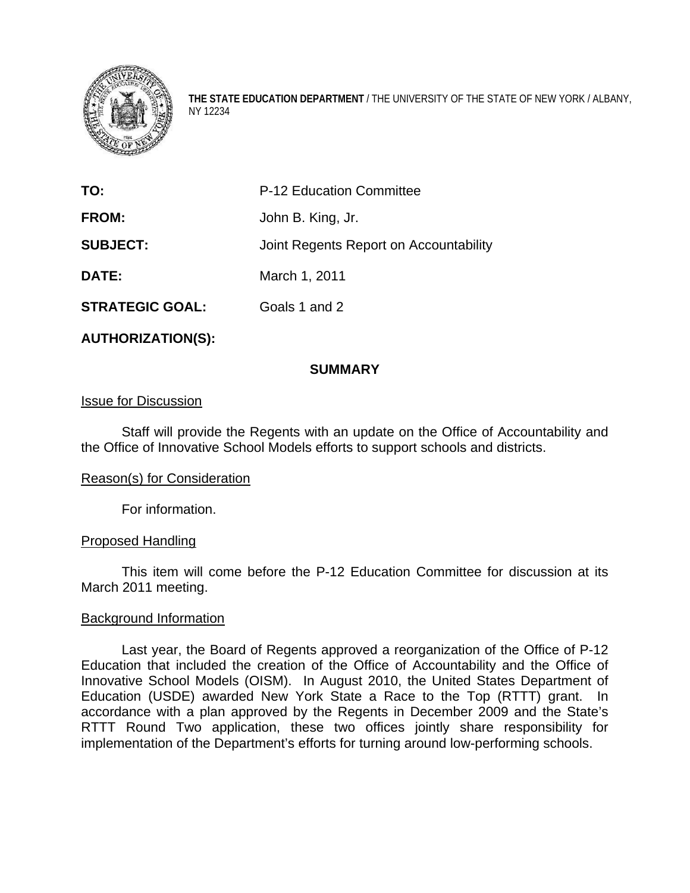**THE STATE EDUCATION DEPARTMENT** / THE UNIVERSITY OF THE STATE OF NEW YORK / ALBANY, NY 12234

| | |
|---|---|
| **TO:** | P-12 Education Committee |
| **FROM:** | John B. King, Jr. |
| **SUBJECT:** | Joint Regents Report on Accountability |
| **DATE:** | March 1, 2011 |
| **STRATEGIC GOAL:** | Goals 1 and 2 |
| **AUTHORIZATION(S):** | |

## SUMMARY

### Issue for Discussion

Staff will provide the Regents with an update on the Office of Accountability and the Office of Innovative School Models efforts to support schools and districts.

### Reason(s) for Consideration

For information.

### Proposed Handling

This item will come before the P-12 Education Committee for discussion at its March 2011 meeting.

### Background Information

Last year, the Board of Regents approved a reorganization of the Office of P-12 Education that included the creation of the Office of Accountability and the Office of Innovative School Models (OISM). In August 2010, the United States Department of Education (USDE) awarded New York State a Race to the Top (RTTT) grant. In accordance with a plan approved by the Regents in December 2009 and the State's RTTT Round Two application, these two offices jointly share responsibility for implementation of the Department's efforts for turning around low-performing schools.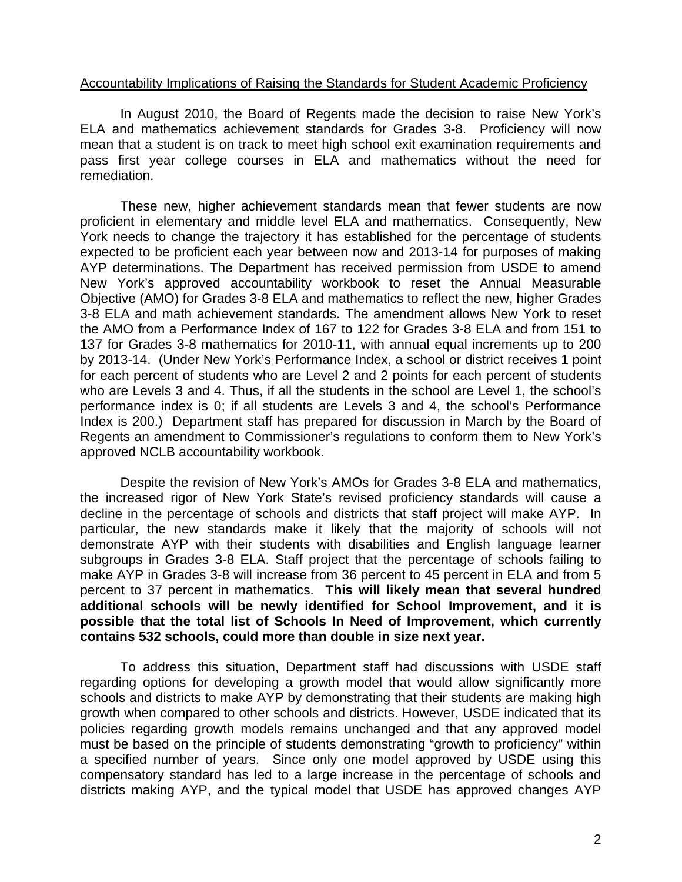Accountability Implications of Raising the Standards for Student Academic Proficiency

In August 2010, the Board of Regents made the decision to raise New York's ELA and mathematics achievement standards for Grades 3-8. Proficiency will now mean that a student is on track to meet high school exit examination requirements and pass first year college courses in ELA and mathematics without the need for remediation.

These new, higher achievement standards mean that fewer students are now proficient in elementary and middle level ELA and mathematics. Consequently, New York needs to change the trajectory it has established for the percentage of students expected to be proficient each year between now and 2013-14 for purposes of making AYP determinations. The Department has received permission from USDE to amend New York's approved accountability workbook to reset the Annual Measurable Objective (AMO) for Grades 3-8 ELA and mathematics to reflect the new, higher Grades 3-8 ELA and math achievement standards. The amendment allows New York to reset the AMO from a Performance Index of 167 to 122 for Grades 3-8 ELA and from 151 to 137 for Grades 3-8 mathematics for 2010-11, with annual equal increments up to 200 by 2013-14. (Under New York's Performance Index, a school or district receives 1 point for each percent of students who are Level 2 and 2 points for each percent of students who are Levels 3 and 4. Thus, if all the students in the school are Level 1, the school's performance index is 0; if all students are Levels 3 and 4, the school's Performance Index is 200.) Department staff has prepared for discussion in March by the Board of Regents an amendment to Commissioner's regulations to conform them to New York's approved NCLB accountability workbook.

Despite the revision of New York's AMOs for Grades 3-8 ELA and mathematics, the increased rigor of New York State's revised proficiency standards will cause a decline in the percentage of schools and districts that staff project will make AYP. In particular, the new standards make it likely that the majority of schools will not demonstrate AYP with their students with disabilities and English language learner subgroups in Grades 3-8 ELA. Staff project that the percentage of schools failing to make AYP in Grades 3-8 will increase from 36 percent to 45 percent in ELA and from 5 percent to 37 percent in mathematics. **This will likely mean that several hundred additional schools will be newly identified for School Improvement, and it is possible that the total list of Schools In Need of Improvement, which currently contains 532 schools, could more than double in size next year.**

To address this situation, Department staff had discussions with USDE staff regarding options for developing a growth model that would allow significantly more schools and districts to make AYP by demonstrating that their students are making high growth when compared to other schools and districts. However, USDE indicated that its policies regarding growth models remains unchanged and that any approved model must be based on the principle of students demonstrating "growth to proficiency" within a specified number of years. Since only one model approved by USDE using this compensatory standard has led to a large increase in the percentage of schools and districts making AYP, and the typical model that USDE has approved changes AYP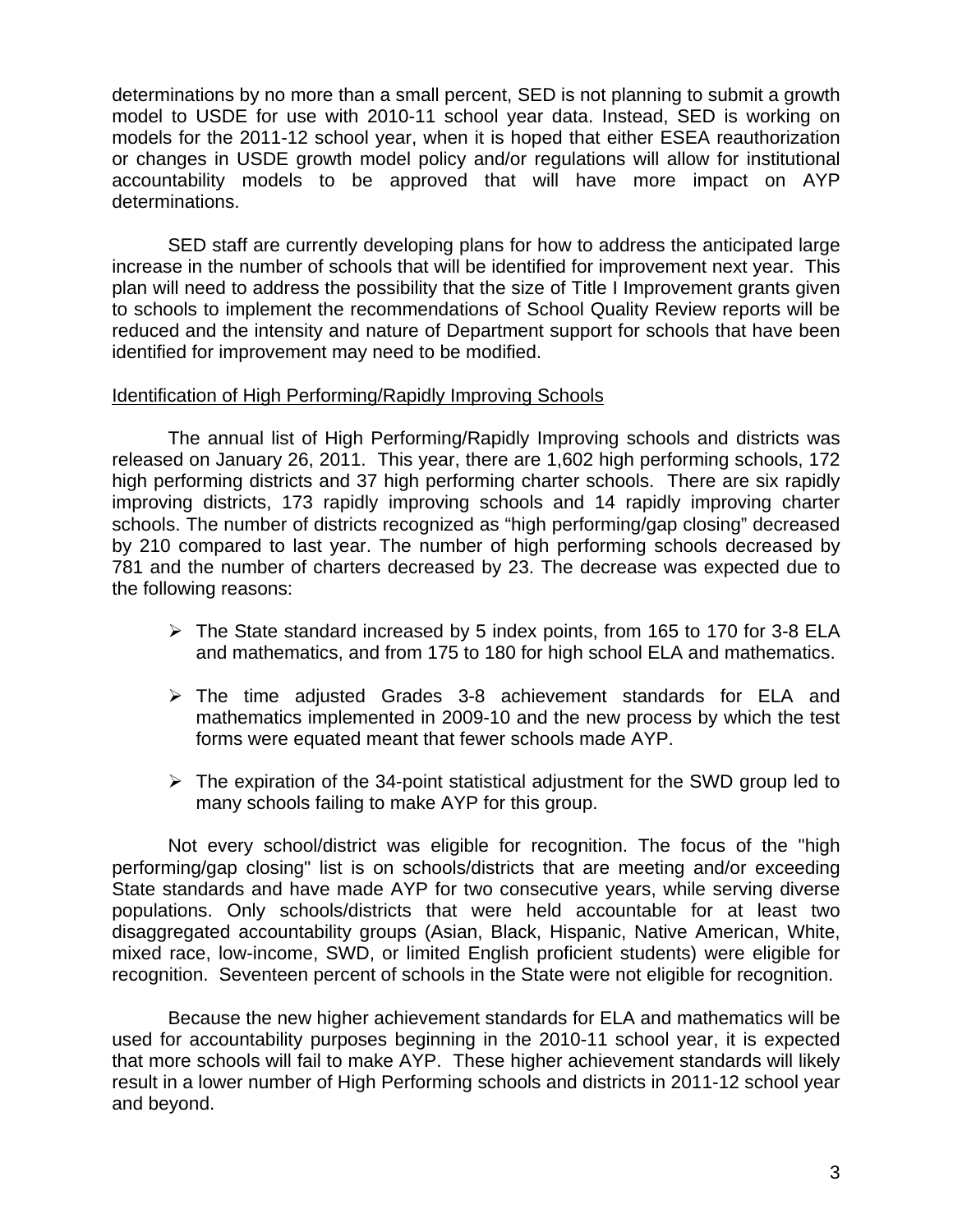determinations by no more than a small percent, SED is not planning to submit a growth model to USDE for use with 2010-11 school year data. Instead, SED is working on models for the 2011-12 school year, when it is hoped that either ESEA reauthorization or changes in USDE growth model policy and/or regulations will allow for institutional accountability models to be approved that will have more impact on AYP determinations.

SED staff are currently developing plans for how to address the anticipated large increase in the number of schools that will be identified for improvement next year. This plan will need to address the possibility that the size of Title I Improvement grants given to schools to implement the recommendations of School Quality Review reports will be reduced and the intensity and nature of Department support for schools that have been identified for improvement may need to be modified.

Identification of High Performing/Rapidly Improving Schools

The annual list of High Performing/Rapidly Improving schools and districts was released on January 26, 2011. This year, there are 1,602 high performing schools, 172 high performing districts and 37 high performing charter schools. There are six rapidly improving districts, 173 rapidly improving schools and 14 rapidly improving charter schools. The number of districts recognized as "high performing/gap closing" decreased by 210 compared to last year. The number of high performing schools decreased by 781 and the number of charters decreased by 23. The decrease was expected due to the following reasons:

- The State standard increased by 5 index points, from 165 to 170 for 3-8 ELA and mathematics, and from 175 to 180 for high school ELA and mathematics.
- The time adjusted Grades 3-8 achievement standards for ELA and mathematics implemented in 2009-10 and the new process by which the test forms were equated meant that fewer schools made AYP.
- The expiration of the 34-point statistical adjustment for the SWD group led to many schools failing to make AYP for this group.

Not every school/district was eligible for recognition. The focus of the "high performing/gap closing" list is on schools/districts that are meeting and/or exceeding State standards and have made AYP for two consecutive years, while serving diverse populations. Only schools/districts that were held accountable for at least two disaggregated accountability groups (Asian, Black, Hispanic, Native American, White, mixed race, low-income, SWD, or limited English proficient students) were eligible for recognition. Seventeen percent of schools in the State were not eligible for recognition.

Because the new higher achievement standards for ELA and mathematics will be used for accountability purposes beginning in the 2010-11 school year, it is expected that more schools will fail to make AYP. These higher achievement standards will likely result in a lower number of High Performing schools and districts in 2011-12 school year and beyond.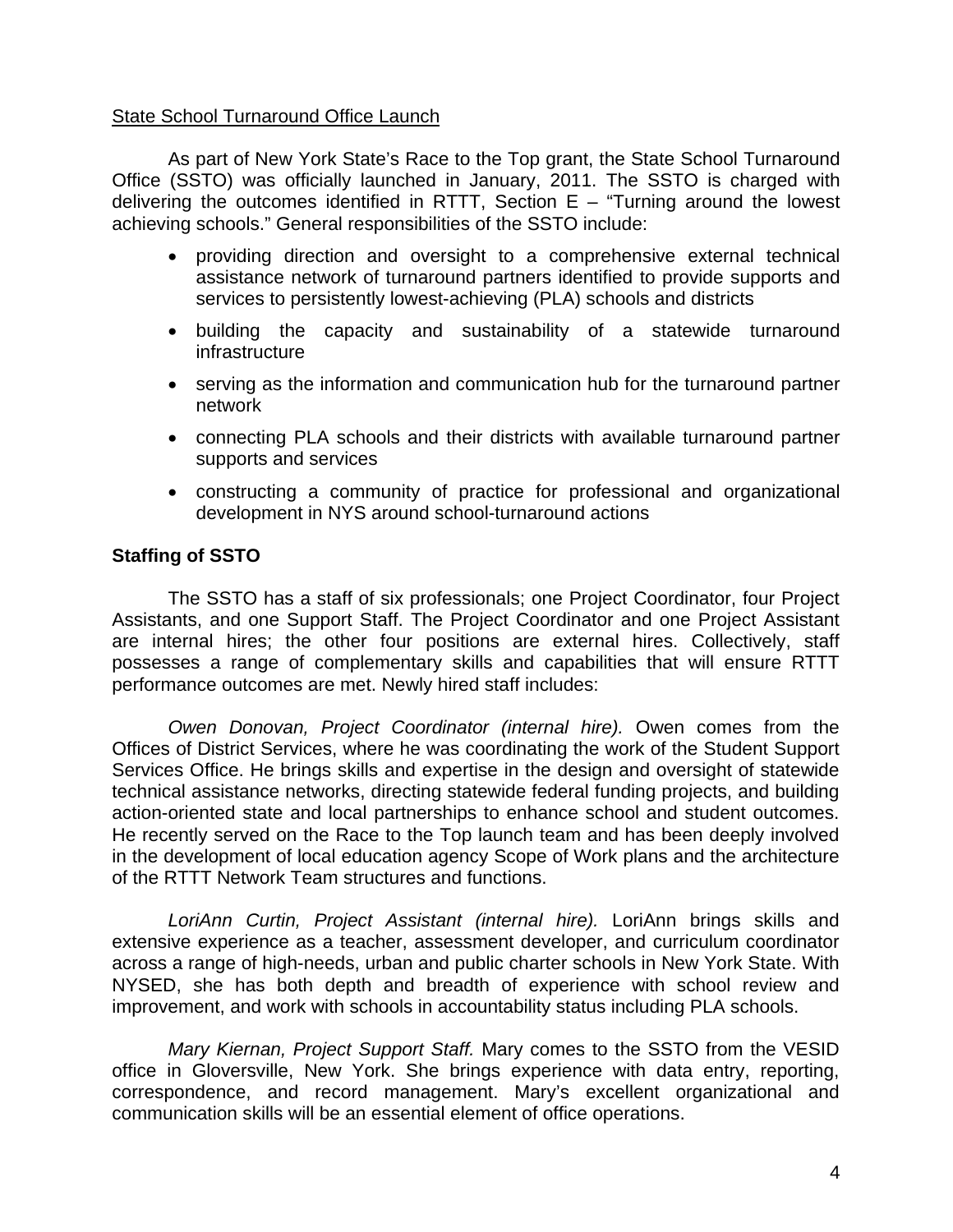State School Turnaround Office Launch

As part of New York State's Race to the Top grant, the State School Turnaround Office (SSTO) was officially launched in January, 2011. The SSTO is charged with delivering the outcomes identified in RTTT, Section E – "Turning around the lowest achieving schools." General responsibilities of the SSTO include:

- providing direction and oversight to a comprehensive external technical assistance network of turnaround partners identified to provide supports and services to persistently lowest-achieving (PLA) schools and districts
- building the capacity and sustainability of a statewide turnaround infrastructure
- serving as the information and communication hub for the turnaround partner network
- connecting PLA schools and their districts with available turnaround partner supports and services
- constructing a community of practice for professional and organizational development in NYS around school-turnaround actions

**Staffing of SSTO**

The SSTO has a staff of six professionals; one Project Coordinator, four Project Assistants, and one Support Staff. The Project Coordinator and one Project Assistant are internal hires; the other four positions are external hires. Collectively, staff possesses a range of complementary skills and capabilities that will ensure RTTT performance outcomes are met. Newly hired staff includes:

*Owen Donovan, Project Coordinator (internal hire).* Owen comes from the Offices of District Services, where he was coordinating the work of the Student Support Services Office. He brings skills and expertise in the design and oversight of statewide technical assistance networks, directing statewide federal funding projects, and building action-oriented state and local partnerships to enhance school and student outcomes. He recently served on the Race to the Top launch team and has been deeply involved in the development of local education agency Scope of Work plans and the architecture of the RTTT Network Team structures and functions.

*LoriAnn Curtin, Project Assistant (internal hire).* LoriAnn brings skills and extensive experience as a teacher, assessment developer, and curriculum coordinator across a range of high-needs, urban and public charter schools in New York State. With NYSED, she has both depth and breadth of experience with school review and improvement, and work with schools in accountability status including PLA schools.

*Mary Kiernan, Project Support Staff.* Mary comes to the SSTO from the VESID office in Gloversville, New York. She brings experience with data entry, reporting, correspondence, and record management. Mary's excellent organizational and communication skills will be an essential element of office operations.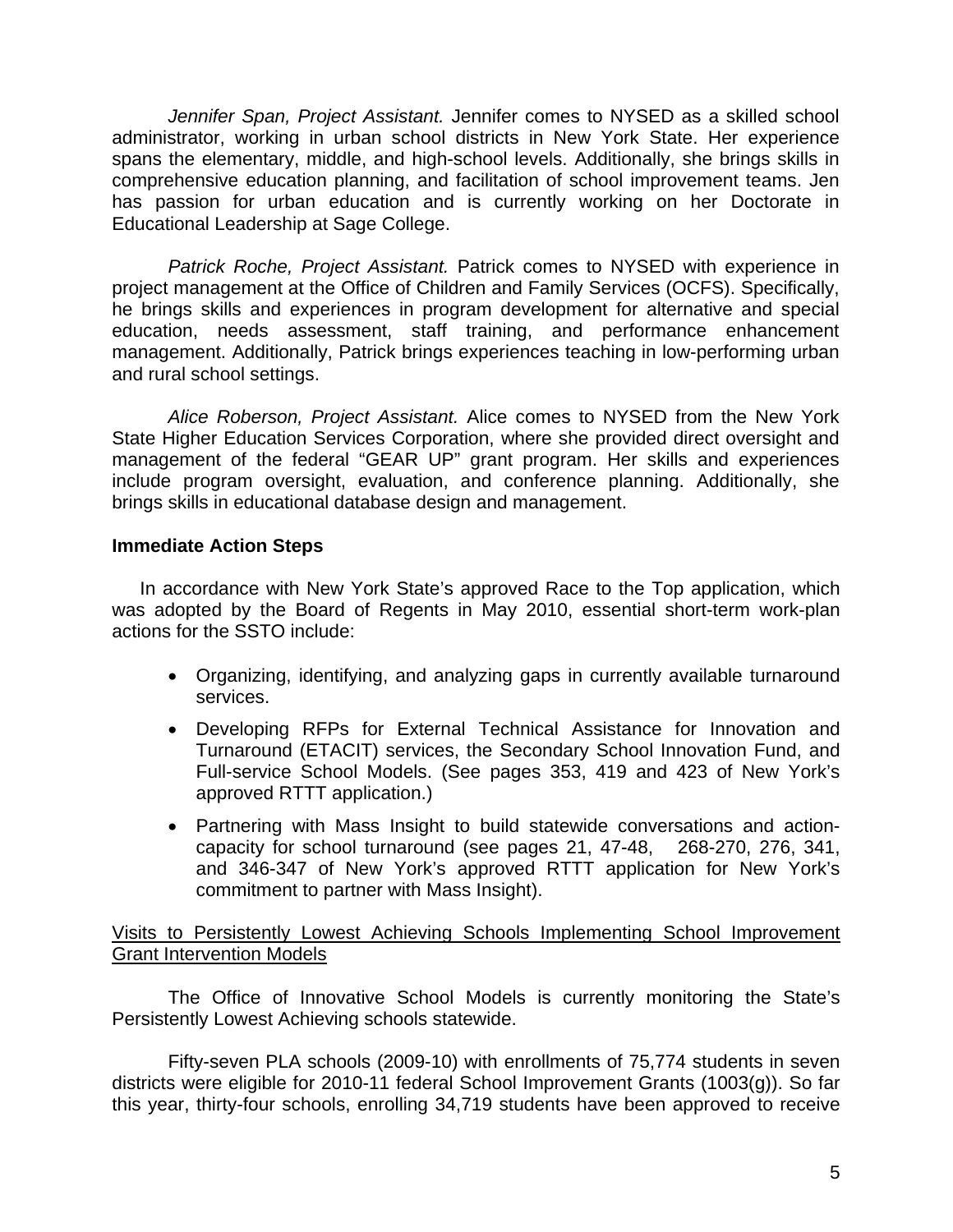*Jennifer Span, Project Assistant.* Jennifer comes to NYSED as a skilled school administrator, working in urban school districts in New York State. Her experience spans the elementary, middle, and high-school levels. Additionally, she brings skills in comprehensive education planning, and facilitation of school improvement teams. Jen has passion for urban education and is currently working on her Doctorate in Educational Leadership at Sage College.

*Patrick Roche, Project Assistant.* Patrick comes to NYSED with experience in project management at the Office of Children and Family Services (OCFS). Specifically, he brings skills and experiences in program development for alternative and special education, needs assessment, staff training, and performance enhancement management. Additionally, Patrick brings experiences teaching in low-performing urban and rural school settings.

*Alice Roberson, Project Assistant.* Alice comes to NYSED from the New York State Higher Education Services Corporation, where she provided direct oversight and management of the federal "GEAR UP" grant program. Her skills and experiences include program oversight, evaluation, and conference planning. Additionally, she brings skills in educational database design and management.

**Immediate Action Steps**

In accordance with New York State's approved Race to the Top application, which was adopted by the Board of Regents in May 2010, essential short-term work-plan actions for the SSTO include:

- Organizing, identifying, and analyzing gaps in currently available turnaround services.
- Developing RFPs for External Technical Assistance for Innovation and Turnaround (ETACIT) services, the Secondary School Innovation Fund, and Full-service School Models. (See pages 353, 419 and 423 of New York's approved RTTT application.)
- Partnering with Mass Insight to build statewide conversations and action-capacity for school turnaround (see pages 21, 47-48, 268-270, 276, 341, and 346-347 of New York's approved RTTT application for New York's commitment to partner with Mass Insight).

<u>Visits to Persistently Lowest Achieving Schools Implementing School Improvement Grant Intervention Models</u>

The Office of Innovative School Models is currently monitoring the State's Persistently Lowest Achieving schools statewide.

Fifty-seven PLA schools (2009-10) with enrollments of 75,774 students in seven districts were eligible for 2010-11 federal School Improvement Grants (1003(g)). So far this year, thirty-four schools, enrolling 34,719 students have been approved to receive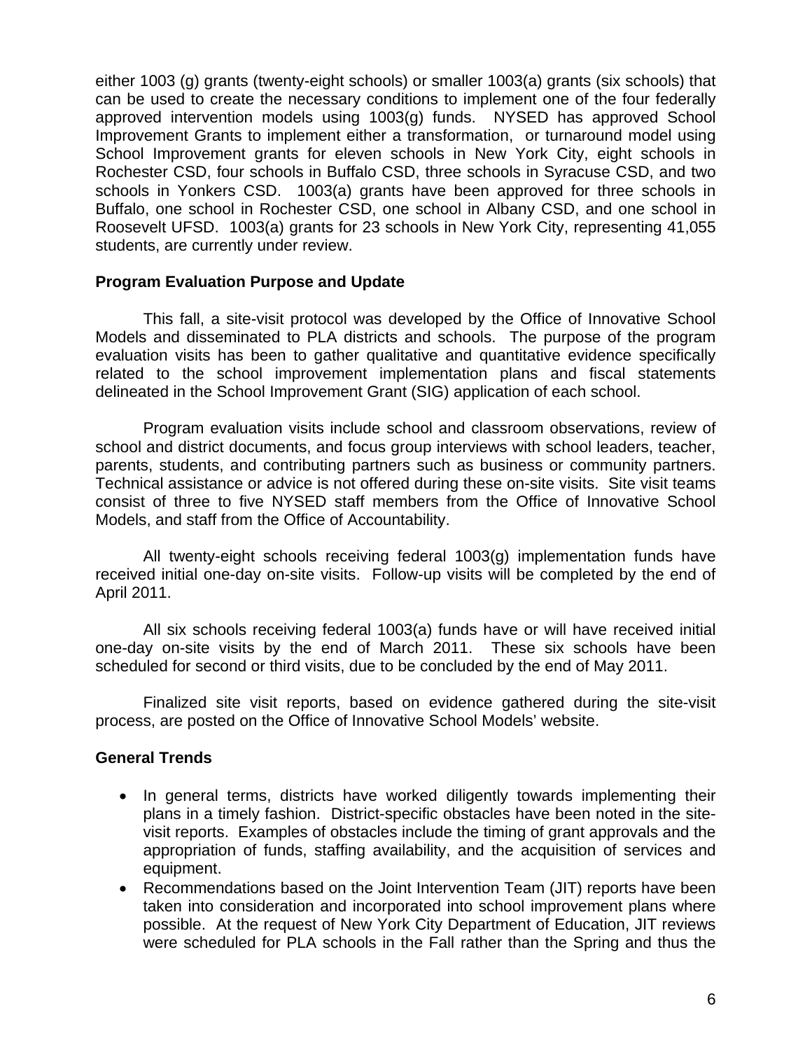either 1003 (g) grants (twenty-eight schools) or smaller 1003(a) grants (six schools) that can be used to create the necessary conditions to implement one of the four federally approved intervention models using 1003(g) funds. NYSED has approved School Improvement Grants to implement either a transformation, or turnaround model using School Improvement grants for eleven schools in New York City, eight schools in Rochester CSD, four schools in Buffalo CSD, three schools in Syracuse CSD, and two schools in Yonkers CSD. 1003(a) grants have been approved for three schools in Buffalo, one school in Rochester CSD, one school in Albany CSD, and one school in Roosevelt UFSD. 1003(a) grants for 23 schools in New York City, representing 41,055 students, are currently under review.

**Program Evaluation Purpose and Update**

This fall, a site-visit protocol was developed by the Office of Innovative School Models and disseminated to PLA districts and schools. The purpose of the program evaluation visits has been to gather qualitative and quantitative evidence specifically related to the school improvement implementation plans and fiscal statements delineated in the School Improvement Grant (SIG) application of each school.

Program evaluation visits include school and classroom observations, review of school and district documents, and focus group interviews with school leaders, teacher, parents, students, and contributing partners such as business or community partners. Technical assistance or advice is not offered during these on-site visits. Site visit teams consist of three to five NYSED staff members from the Office of Innovative School Models, and staff from the Office of Accountability.

All twenty-eight schools receiving federal 1003(g) implementation funds have received initial one-day on-site visits. Follow-up visits will be completed by the end of April 2011.

All six schools receiving federal 1003(a) funds have or will have received initial one-day on-site visits by the end of March 2011. These six schools have been scheduled for second or third visits, due to be concluded by the end of May 2011.

Finalized site visit reports, based on evidence gathered during the site-visit process, are posted on the Office of Innovative School Models' website.

**General Trends**

- In general terms, districts have worked diligently towards implementing their plans in a timely fashion. District-specific obstacles have been noted in the site-visit reports. Examples of obstacles include the timing of grant approvals and the appropriation of funds, staffing availability, and the acquisition of services and equipment.
- Recommendations based on the Joint Intervention Team (JIT) reports have been taken into consideration and incorporated into school improvement plans where possible. At the request of New York City Department of Education, JIT reviews were scheduled for PLA schools in the Fall rather than the Spring and thus the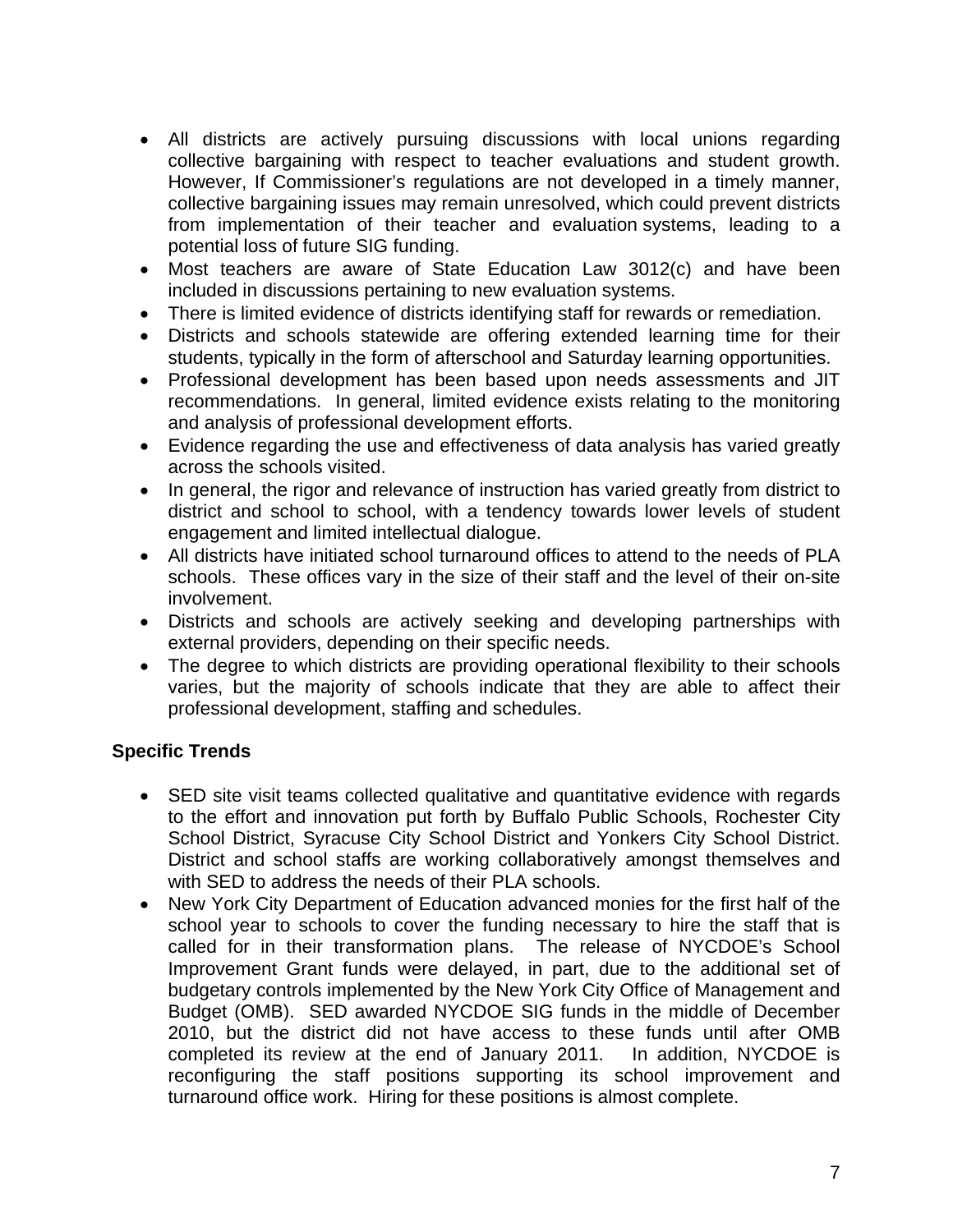- All districts are actively pursuing discussions with local unions regarding collective bargaining with respect to teacher evaluations and student growth. However, If Commissioner's regulations are not developed in a timely manner, collective bargaining issues may remain unresolved, which could prevent districts from implementation of their teacher and evaluation systems, leading to a potential loss of future SIG funding.
- Most teachers are aware of State Education Law 3012(c) and have been included in discussions pertaining to new evaluation systems.
- There is limited evidence of districts identifying staff for rewards or remediation.
- Districts and schools statewide are offering extended learning time for their students, typically in the form of afterschool and Saturday learning opportunities.
- Professional development has been based upon needs assessments and JIT recommendations. In general, limited evidence exists relating to the monitoring and analysis of professional development efforts.
- Evidence regarding the use and effectiveness of data analysis has varied greatly across the schools visited.
- In general, the rigor and relevance of instruction has varied greatly from district to district and school to school, with a tendency towards lower levels of student engagement and limited intellectual dialogue.
- All districts have initiated school turnaround offices to attend to the needs of PLA schools. These offices vary in the size of their staff and the level of their on-site involvement.
- Districts and schools are actively seeking and developing partnerships with external providers, depending on their specific needs.
- The degree to which districts are providing operational flexibility to their schools varies, but the majority of schools indicate that they are able to affect their professional development, staffing and schedules.

**Specific Trends**

- SED site visit teams collected qualitative and quantitative evidence with regards to the effort and innovation put forth by Buffalo Public Schools, Rochester City School District, Syracuse City School District and Yonkers City School District. District and school staffs are working collaboratively amongst themselves and with SED to address the needs of their PLA schools.
- New York City Department of Education advanced monies for the first half of the school year to schools to cover the funding necessary to hire the staff that is called for in their transformation plans. The release of NYCDOE's School Improvement Grant funds were delayed, in part, due to the additional set of budgetary controls implemented by the New York City Office of Management and Budget (OMB). SED awarded NYCDOE SIG funds in the middle of December 2010, but the district did not have access to these funds until after OMB completed its review at the end of January 2011. In addition, NYCDOE is reconfiguring the staff positions supporting its school improvement and turnaround office work. Hiring for these positions is almost complete.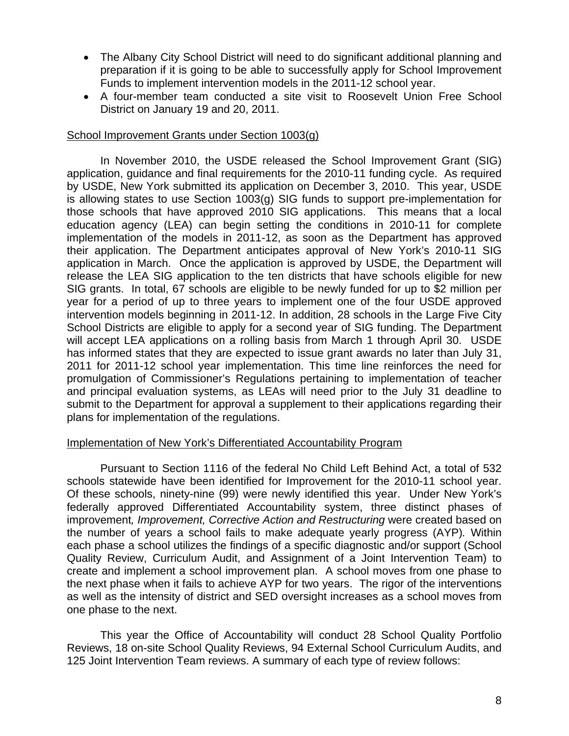- The Albany City School District will need to do significant additional planning and preparation if it is going to be able to successfully apply for School Improvement Funds to implement intervention models in the 2011-12 school year.
- A four-member team conducted a site visit to Roosevelt Union Free School District on January 19 and 20, 2011.

School Improvement Grants under Section 1003(g)

In November 2010, the USDE released the School Improvement Grant (SIG) application, guidance and final requirements for the 2010-11 funding cycle. As required by USDE, New York submitted its application on December 3, 2010. This year, USDE is allowing states to use Section 1003(g) SIG funds to support pre-implementation for those schools that have approved 2010 SIG applications. This means that a local education agency (LEA) can begin setting the conditions in 2010-11 for complete implementation of the models in 2011-12, as soon as the Department has approved their application. The Department anticipates approval of New York's 2010-11 SIG application in March. Once the application is approved by USDE, the Department will release the LEA SIG application to the ten districts that have schools eligible for new SIG grants. In total, 67 schools are eligible to be newly funded for up to $2 million per year for a period of up to three years to implement one of the four USDE approved intervention models beginning in 2011-12. In addition, 28 schools in the Large Five City School Districts are eligible to apply for a second year of SIG funding. The Department will accept LEA applications on a rolling basis from March 1 through April 30. USDE has informed states that they are expected to issue grant awards no later than July 31, 2011 for 2011-12 school year implementation. This time line reinforces the need for promulgation of Commissioner's Regulations pertaining to implementation of teacher and principal evaluation systems, as LEAs will need prior to the July 31 deadline to submit to the Department for approval a supplement to their applications regarding their plans for implementation of the regulations.

Implementation of New York's Differentiated Accountability Program

Pursuant to Section 1116 of the federal No Child Left Behind Act, a total of 532 schools statewide have been identified for Improvement for the 2010-11 school year. Of these schools, ninety-nine (99) were newly identified this year. Under New York's federally approved Differentiated Accountability system, three distinct phases of improvement*, Improvement, Corrective Action and Restructuring* were created based on the number of years a school fails to make adequate yearly progress (AYP)*.* Within each phase a school utilizes the findings of a specific diagnostic and/or support (School Quality Review, Curriculum Audit, and Assignment of a Joint Intervention Team) to create and implement a school improvement plan. A school moves from one phase to the next phase when it fails to achieve AYP for two years. The rigor of the interventions as well as the intensity of district and SED oversight increases as a school moves from one phase to the next.

This year the Office of Accountability will conduct 28 School Quality Portfolio Reviews, 18 on-site School Quality Reviews, 94 External School Curriculum Audits, and 125 Joint Intervention Team reviews. A summary of each type of review follows: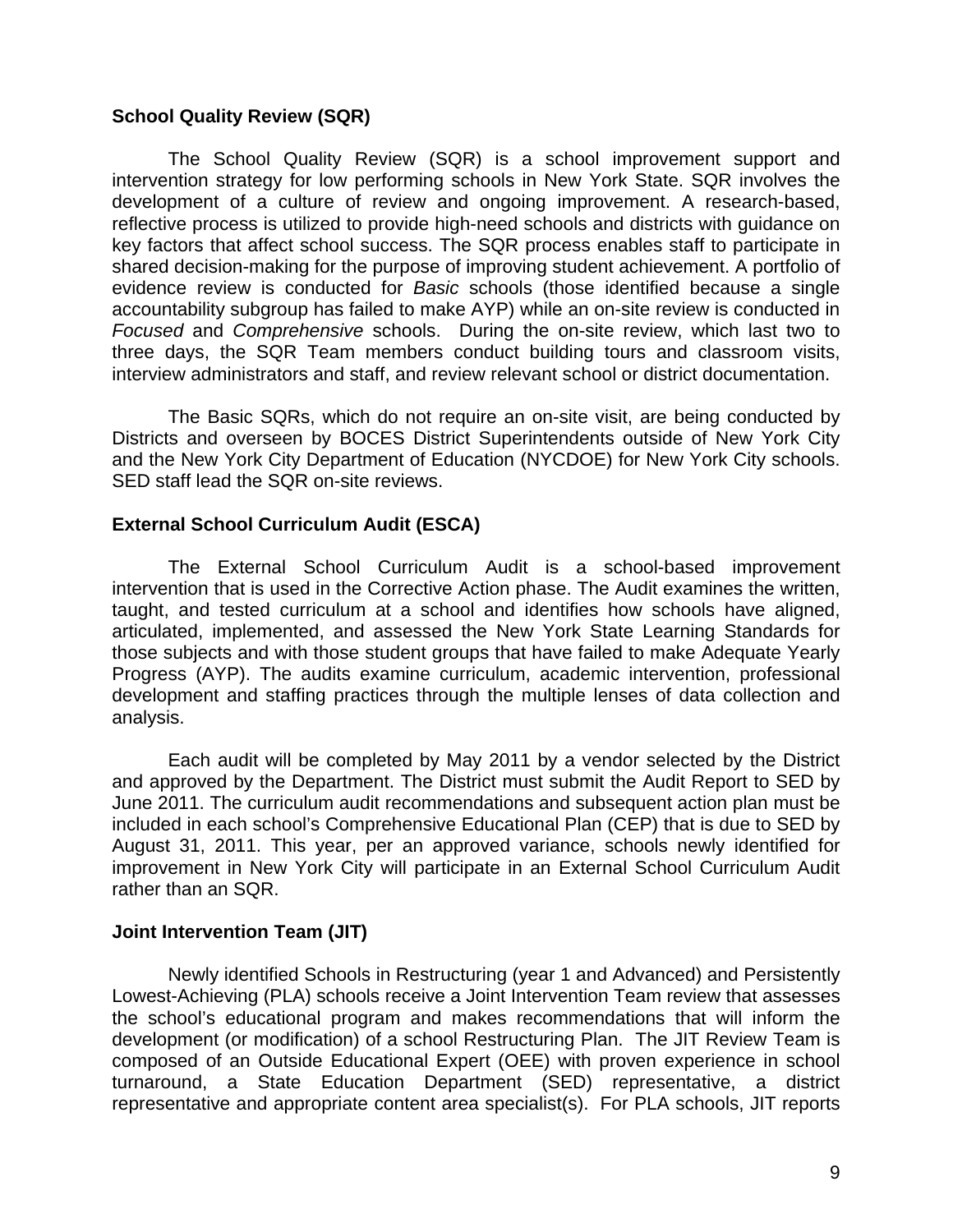**School Quality Review (SQR)**

The School Quality Review (SQR) is a school improvement support and intervention strategy for low performing schools in New York State. SQR involves the development of a culture of review and ongoing improvement. A research-based, reflective process is utilized to provide high-need schools and districts with guidance on key factors that affect school success. The SQR process enables staff to participate in shared decision-making for the purpose of improving student achievement. A portfolio of evidence review is conducted for *Basic* schools (those identified because a single accountability subgroup has failed to make AYP) while an on-site review is conducted in *Focused* and *Comprehensive* schools. During the on-site review, which last two to three days, the SQR Team members conduct building tours and classroom visits, interview administrators and staff, and review relevant school or district documentation.

The Basic SQRs, which do not require an on-site visit, are being conducted by Districts and overseen by BOCES District Superintendents outside of New York City and the New York City Department of Education (NYCDOE) for New York City schools. SED staff lead the SQR on-site reviews.

**External School Curriculum Audit (ESCA)**

The External School Curriculum Audit is a school-based improvement intervention that is used in the Corrective Action phase. The Audit examines the written, taught, and tested curriculum at a school and identifies how schools have aligned, articulated, implemented, and assessed the New York State Learning Standards for those subjects and with those student groups that have failed to make Adequate Yearly Progress (AYP). The audits examine curriculum, academic intervention, professional development and staffing practices through the multiple lenses of data collection and analysis.

Each audit will be completed by May 2011 by a vendor selected by the District and approved by the Department. The District must submit the Audit Report to SED by June 2011. The curriculum audit recommendations and subsequent action plan must be included in each school's Comprehensive Educational Plan (CEP) that is due to SED by August 31, 2011. This year, per an approved variance, schools newly identified for improvement in New York City will participate in an External School Curriculum Audit rather than an SQR.

**Joint Intervention Team (JIT)**

Newly identified Schools in Restructuring (year 1 and Advanced) and Persistently Lowest-Achieving (PLA) schools receive a Joint Intervention Team review that assesses the school's educational program and makes recommendations that will inform the development (or modification) of a school Restructuring Plan. The JIT Review Team is composed of an Outside Educational Expert (OEE) with proven experience in school turnaround, a State Education Department (SED) representative, a district representative and appropriate content area specialist(s). For PLA schools, JIT reports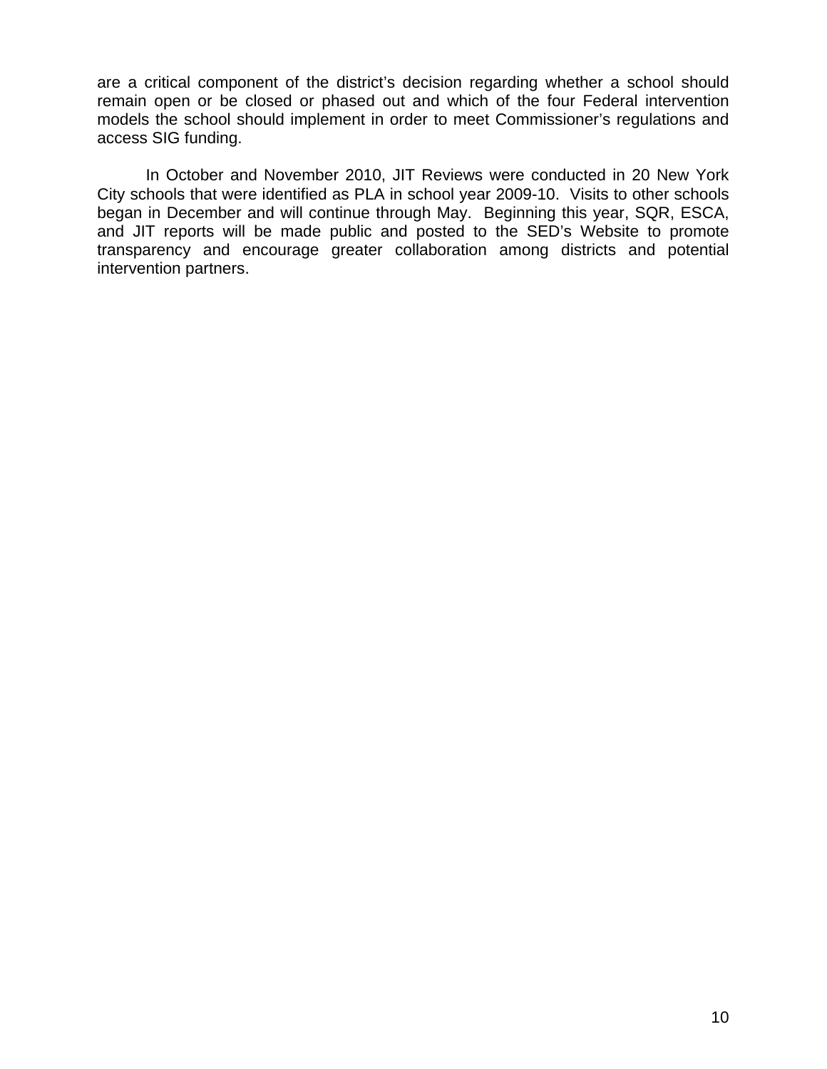are a critical component of the district's decision regarding whether a school should remain open or be closed or phased out and which of the four Federal intervention models the school should implement in order to meet Commissioner's regulations and access SIG funding.

In October and November 2010, JIT Reviews were conducted in 20 New York City schools that were identified as PLA in school year 2009-10. Visits to other schools began in December and will continue through May. Beginning this year, SQR, ESCA, and JIT reports will be made public and posted to the SED's Website to promote transparency and encourage greater collaboration among districts and potential intervention partners.